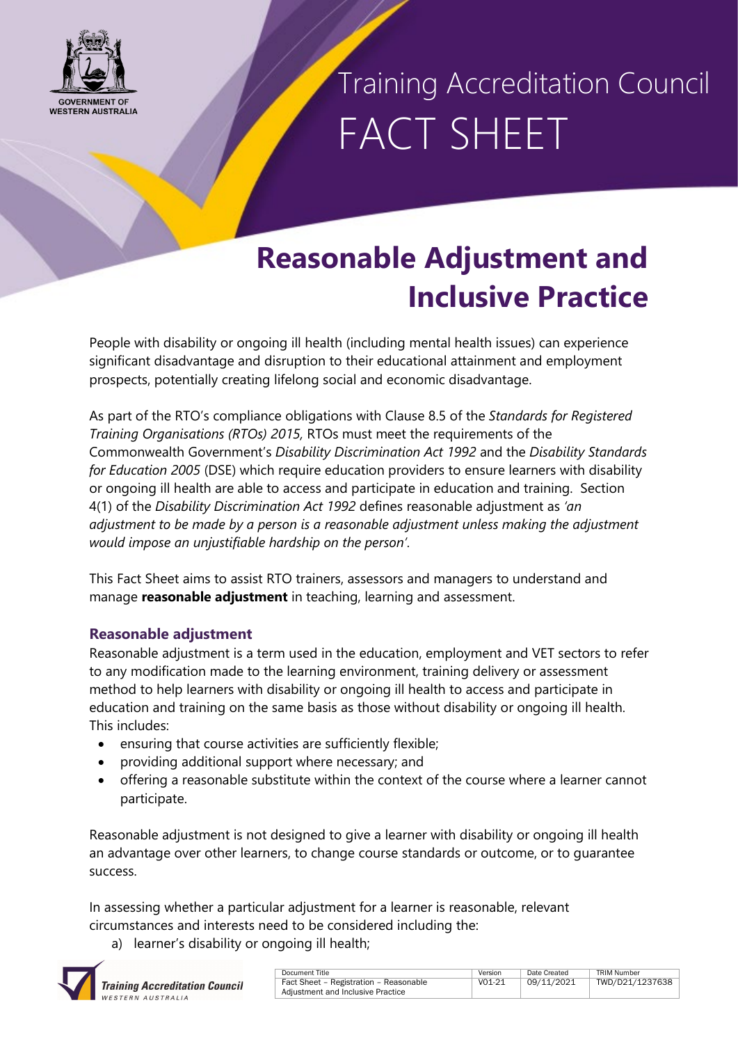Training Accreditation Council
FACT SHEET

# Reasonable Adjustment and Inclusive Practice

People with disability or ongoing ill health (including mental health issues) can experience significant disadvantage and disruption to their educational attainment and employment prospects, potentially creating lifelong social and economic disadvantage.

As part of the RTO's compliance obligations with Clause 8.5 of the *Standards for Registered Training Organisations (RTOs) 2015,* RTOs must meet the requirements of the Commonwealth Government's *Disability Discrimination Act 1992* and the *Disability Standards for Education 2005* (DSE) which require education providers to ensure learners with disability or ongoing ill health are able to access and participate in education and training. Section 4(1) of the *Disability Discrimination Act 1992* defines reasonable adjustment as *'an adjustment to be made by a person is a reasonable adjustment unless making the adjustment would impose an unjustifiable hardship on the person'*.

This Fact Sheet aims to assist RTO trainers, assessors and managers to understand and manage **reasonable adjustment** in teaching, learning and assessment.

## Reasonable adjustment

Reasonable adjustment is a term used in the education, employment and VET sectors to refer to any modification made to the learning environment, training delivery or assessment method to help learners with disability or ongoing ill health to access and participate in education and training on the same basis as those without disability or ongoing ill health. This includes:

- ensuring that course activities are sufficiently flexible;
- providing additional support where necessary; and
- offering a reasonable substitute within the context of the course where a learner cannot participate.

Reasonable adjustment is not designed to give a learner with disability or ongoing ill health an advantage over other learners, to change course standards or outcome, or to guarantee success.

In assessing whether a particular adjustment for a learner is reasonable, relevant circumstances and interests need to be considered including the:

a) learner's disability or ongoing ill health;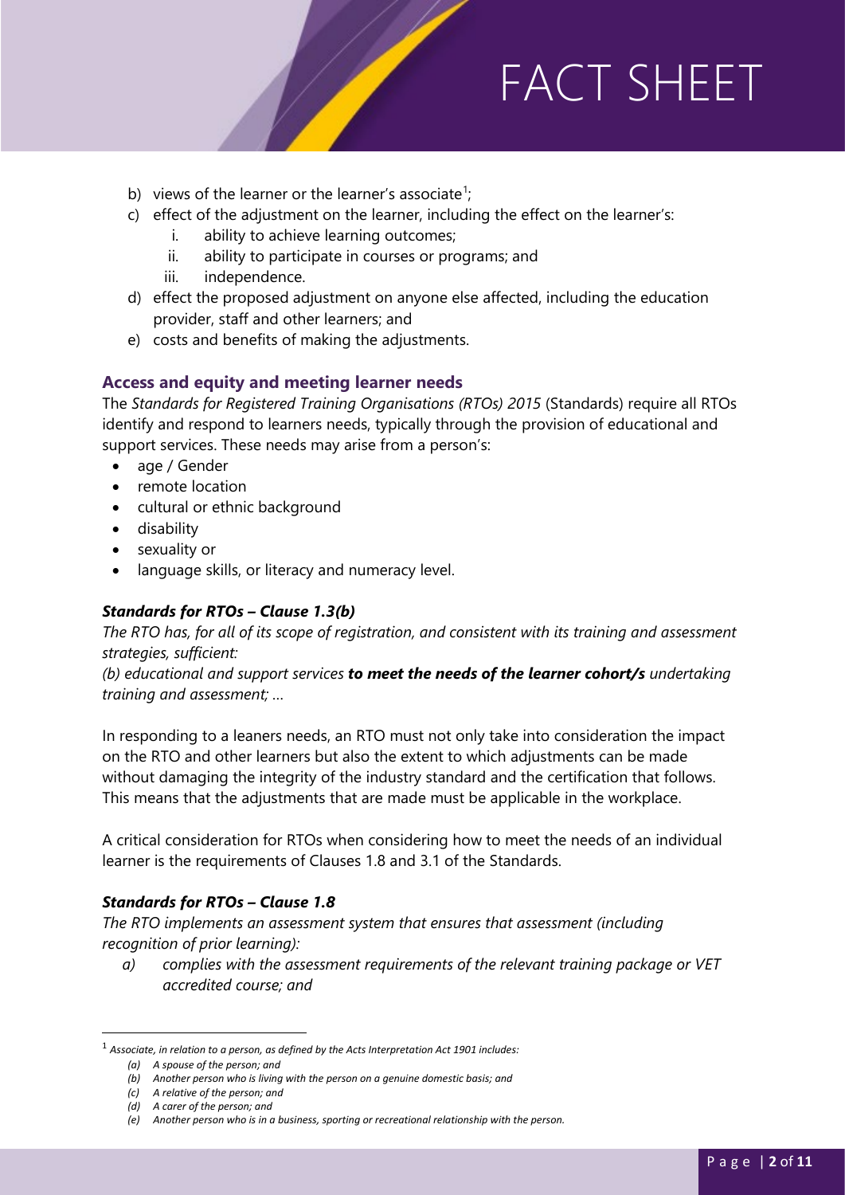b) views of the learner or the learner's associate[1];
c) effect of the adjustment on the learner, including the effect on the learner's:
    i. ability to achieve learning outcomes;
    ii. ability to participate in courses or programs; and
    iii. independence.
d) effect the proposed adjustment on anyone else affected, including the education provider, staff and other learners; and
e) costs and benefits of making the adjustments.

### Access and equity and meeting learner needs

The *Standards for Registered Training Organisations (RTOs) 2015* (Standards) require all RTOs identify and respond to learners needs, typically through the provision of educational and support services. These needs may arise from a person's:

- age / Gender
- remote location
- cultural or ethnic background
- disability
- sexuality or
- language skills, or literacy and numeracy level.

#### *Standards for RTOs – Clause 1.3(b)*

*The RTO has, for all of its scope of registration, and consistent with its training and assessment strategies, sufficient:*

*(b) educational and support services* ***to meet the needs of the learner cohort/s*** *undertaking training and assessment; …*

In responding to a leaners needs, an RTO must not only take into consideration the impact on the RTO and other learners but also the extent to which adjustments can be made without damaging the integrity of the industry standard and the certification that follows. This means that the adjustments that are made must be applicable in the workplace.

A critical consideration for RTOs when considering how to meet the needs of an individual learner is the requirements of Clauses 1.8 and 3.1 of the Standards.

#### *Standards for RTOs – Clause 1.8*

*The RTO implements an assessment system that ensures that assessment (including recognition of prior learning):*

*a) complies with the assessment requirements of the relevant training package or VET accredited course; and*

---

[1] *Associate, in relation to a person, as defined by the Acts Interpretation Act 1901 includes:*

*(a) A spouse of the person; and*
*(b) Another person who is living with the person on a genuine domestic basis; and*
*(c) A relative of the person; and*
*(d) A carer of the person; and*
*(e) Another person who is in a business, sporting or recreational relationship with the person.*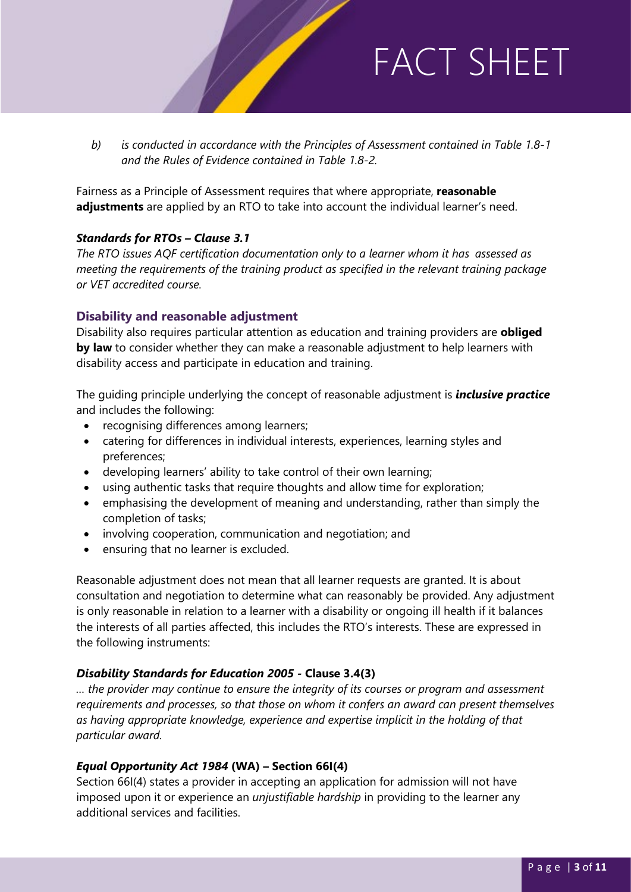*b) is conducted in accordance with the Principles of Assessment contained in Table 1.8-1 and the Rules of Evidence contained in Table 1.8-2.*

Fairness as a Principle of Assessment requires that where appropriate, **reasonable adjustments** are applied by an RTO to take into account the individual learner's need.

***Standards for RTOs – Clause 3.1***

*The RTO issues AQF certification documentation only to a learner whom it has assessed as meeting the requirements of the training product as specified in the relevant training package or VET accredited course.*

### Disability and reasonable adjustment

Disability also requires particular attention as education and training providers are **obliged by law** to consider whether they can make a reasonable adjustment to help learners with disability access and participate in education and training.

The guiding principle underlying the concept of reasonable adjustment is ***inclusive practice*** and includes the following:

- recognising differences among learners;
- catering for differences in individual interests, experiences, learning styles and preferences;
- developing learners' ability to take control of their own learning;
- using authentic tasks that require thoughts and allow time for exploration;
- emphasising the development of meaning and understanding, rather than simply the completion of tasks;
- involving cooperation, communication and negotiation; and
- ensuring that no learner is excluded.

Reasonable adjustment does not mean that all learner requests are granted. It is about consultation and negotiation to determine what can reasonably be provided. Any adjustment is only reasonable in relation to a learner with a disability or ongoing ill health if it balances the interests of all parties affected, this includes the RTO's interests. These are expressed in the following instruments:

***Disability Standards for Education 2005* - Clause 3.4(3)**

*… the provider may continue to ensure the integrity of its courses or program and assessment requirements and processes, so that those on whom it confers an award can present themselves as having appropriate knowledge, experience and expertise implicit in the holding of that particular award.*

***Equal Opportunity Act 1984* (WA) – Section 66I(4)**

Section 66I(4) states a provider in accepting an application for admission will not have imposed upon it or experience an *unjustifiable hardship* in providing to the learner any additional services and facilities.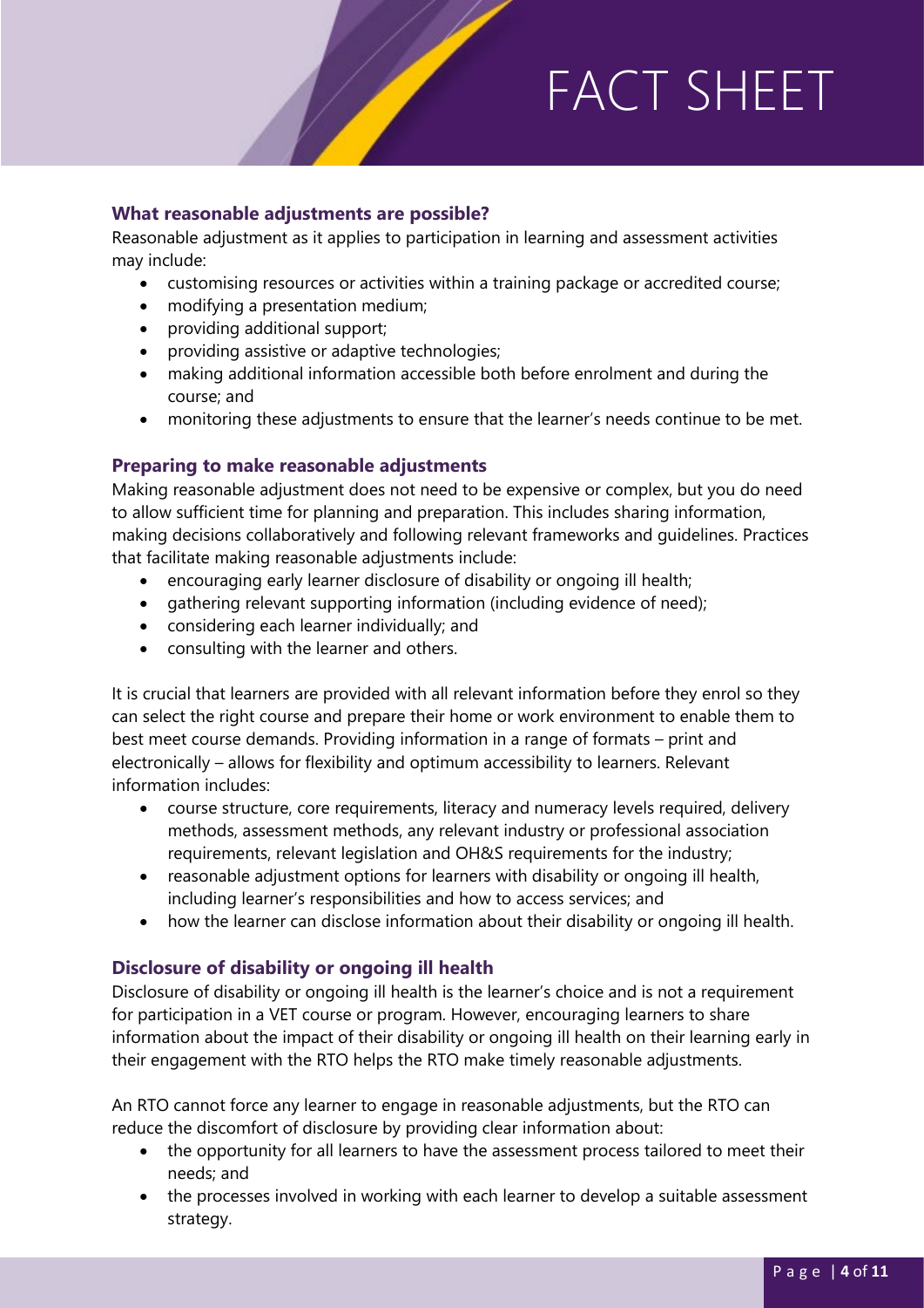### What reasonable adjustments are possible?

Reasonable adjustment as it applies to participation in learning and assessment activities may include:

- customising resources or activities within a training package or accredited course;
- modifying a presentation medium;
- providing additional support;
- providing assistive or adaptive technologies;
- making additional information accessible both before enrolment and during the course; and
- monitoring these adjustments to ensure that the learner's needs continue to be met.

### Preparing to make reasonable adjustments

Making reasonable adjustment does not need to be expensive or complex, but you do need to allow sufficient time for planning and preparation. This includes sharing information, making decisions collaboratively and following relevant frameworks and guidelines. Practices that facilitate making reasonable adjustments include:

- encouraging early learner disclosure of disability or ongoing ill health;
- gathering relevant supporting information (including evidence of need);
- considering each learner individually; and
- consulting with the learner and others.

It is crucial that learners are provided with all relevant information before they enrol so they can select the right course and prepare their home or work environment to enable them to best meet course demands. Providing information in a range of formats – print and electronically – allows for flexibility and optimum accessibility to learners. Relevant information includes:

- course structure, core requirements, literacy and numeracy levels required, delivery methods, assessment methods, any relevant industry or professional association requirements, relevant legislation and OH&S requirements for the industry;
- reasonable adjustment options for learners with disability or ongoing ill health, including learner's responsibilities and how to access services; and
- how the learner can disclose information about their disability or ongoing ill health.

### Disclosure of disability or ongoing ill health

Disclosure of disability or ongoing ill health is the learner's choice and is not a requirement for participation in a VET course or program. However, encouraging learners to share information about the impact of their disability or ongoing ill health on their learning early in their engagement with the RTO helps the RTO make timely reasonable adjustments.

An RTO cannot force any learner to engage in reasonable adjustments, but the RTO can reduce the discomfort of disclosure by providing clear information about:

- the opportunity for all learners to have the assessment process tailored to meet their needs; and
- the processes involved in working with each learner to develop a suitable assessment strategy.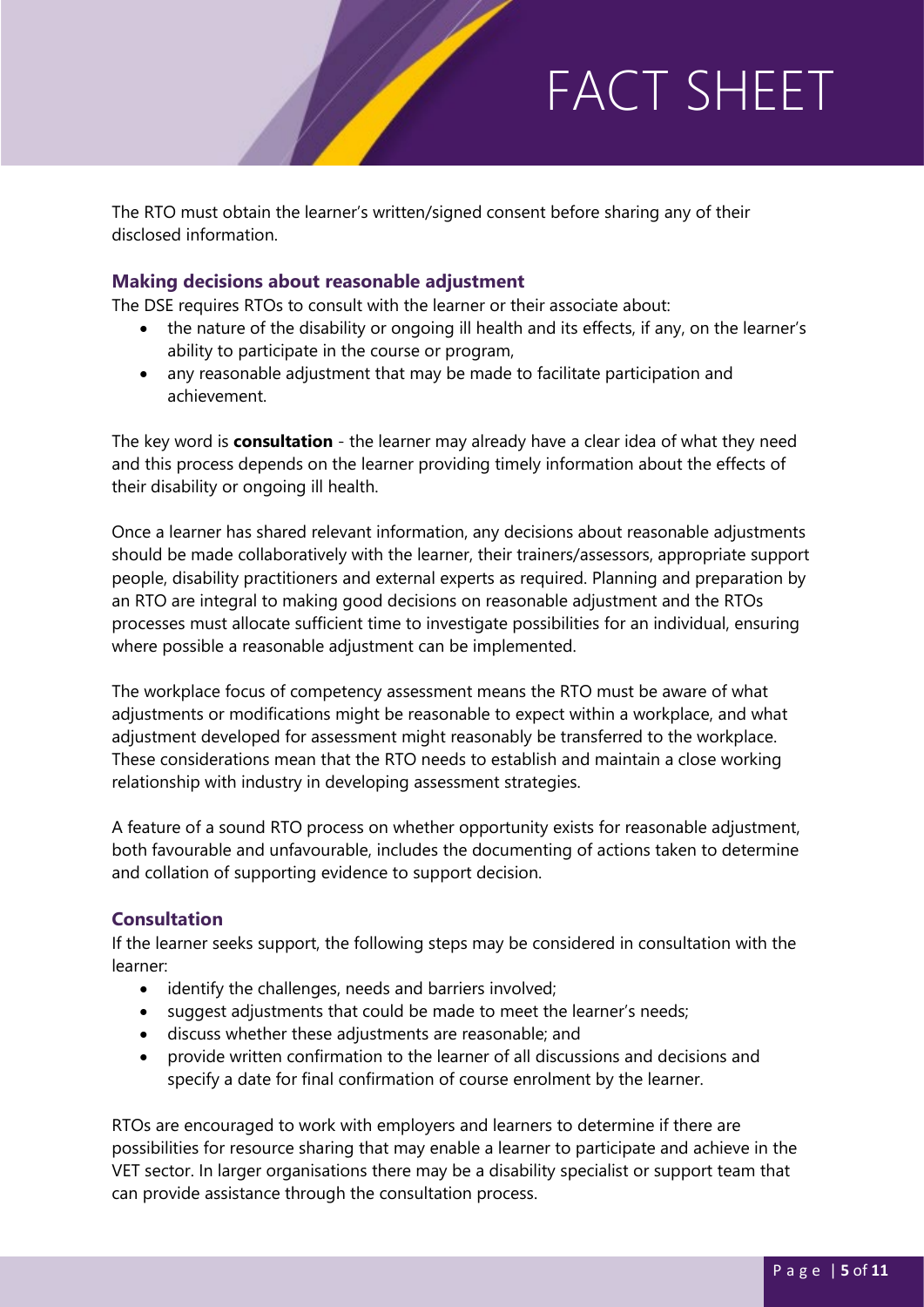The RTO must obtain the learner's written/signed consent before sharing any of their disclosed information.

### Making decisions about reasonable adjustment

The DSE requires RTOs to consult with the learner or their associate about:

- the nature of the disability or ongoing ill health and its effects, if any, on the learner's ability to participate in the course or program,
- any reasonable adjustment that may be made to facilitate participation and achievement.

The key word is **consultation** - the learner may already have a clear idea of what they need and this process depends on the learner providing timely information about the effects of their disability or ongoing ill health.

Once a learner has shared relevant information, any decisions about reasonable adjustments should be made collaboratively with the learner, their trainers/assessors, appropriate support people, disability practitioners and external experts as required. Planning and preparation by an RTO are integral to making good decisions on reasonable adjustment and the RTOs processes must allocate sufficient time to investigate possibilities for an individual, ensuring where possible a reasonable adjustment can be implemented.

The workplace focus of competency assessment means the RTO must be aware of what adjustments or modifications might be reasonable to expect within a workplace, and what adjustment developed for assessment might reasonably be transferred to the workplace. These considerations mean that the RTO needs to establish and maintain a close working relationship with industry in developing assessment strategies.

A feature of a sound RTO process on whether opportunity exists for reasonable adjustment, both favourable and unfavourable, includes the documenting of actions taken to determine and collation of supporting evidence to support decision.

### Consultation

If the learner seeks support, the following steps may be considered in consultation with the learner:

- identify the challenges, needs and barriers involved;
- suggest adjustments that could be made to meet the learner's needs;
- discuss whether these adjustments are reasonable; and
- provide written confirmation to the learner of all discussions and decisions and specify a date for final confirmation of course enrolment by the learner.

RTOs are encouraged to work with employers and learners to determine if there are possibilities for resource sharing that may enable a learner to participate and achieve in the VET sector. In larger organisations there may be a disability specialist or support team that can provide assistance through the consultation process.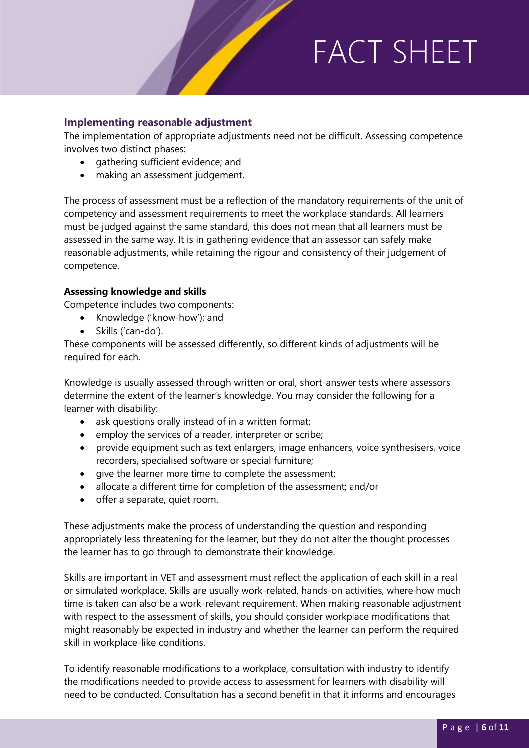### Implementing reasonable adjustment

The implementation of appropriate adjustments need not be difficult. Assessing competence involves two distinct phases:

- gathering sufficient evidence; and
- making an assessment judgement.

The process of assessment must be a reflection of the mandatory requirements of the unit of competency and assessment requirements to meet the workplace standards. All learners must be judged against the same standard, this does not mean that all learners must be assessed in the same way. It is in gathering evidence that an assessor can safely make reasonable adjustments, while retaining the rigour and consistency of their judgement of competence.

**Assessing knowledge and skills**

Competence includes two components:

- Knowledge ('know-how'); and
- Skills ('can-do').

These components will be assessed differently, so different kinds of adjustments will be required for each.

Knowledge is usually assessed through written or oral, short-answer tests where assessors determine the extent of the learner's knowledge. You may consider the following for a learner with disability:

- ask questions orally instead of in a written format;
- employ the services of a reader, interpreter or scribe;
- provide equipment such as text enlargers, image enhancers, voice synthesisers, voice recorders, specialised software or special furniture;
- give the learner more time to complete the assessment;
- allocate a different time for completion of the assessment; and/or
- offer a separate, quiet room.

These adjustments make the process of understanding the question and responding appropriately less threatening for the learner, but they do not alter the thought processes the learner has to go through to demonstrate their knowledge.

Skills are important in VET and assessment must reflect the application of each skill in a real or simulated workplace. Skills are usually work-related, hands-on activities, where how much time is taken can also be a work-relevant requirement. When making reasonable adjustment with respect to the assessment of skills, you should consider workplace modifications that might reasonably be expected in industry and whether the learner can perform the required skill in workplace-like conditions.

To identify reasonable modifications to a workplace, consultation with industry to identify the modifications needed to provide access to assessment for learners with disability will need to be conducted. Consultation has a second benefit in that it informs and encourages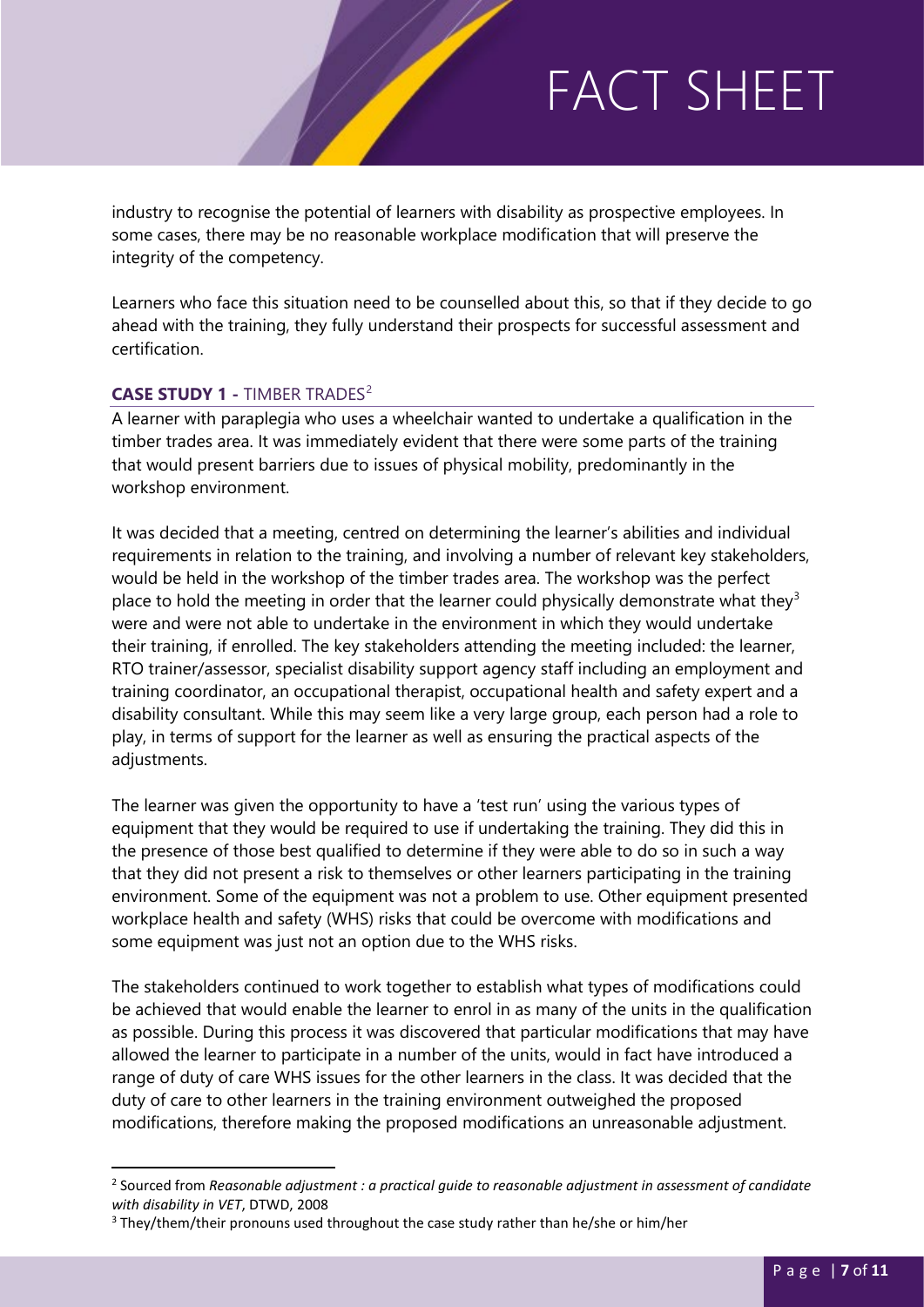industry to recognise the potential of learners with disability as prospective employees. In some cases, there may be no reasonable workplace modification that will preserve the integrity of the competency.

Learners who face this situation need to be counselled about this, so that if they decide to go ahead with the training, they fully understand their prospects for successful assessment and certification.

### CASE STUDY 1 - TIMBER TRADES[2]

A learner with paraplegia who uses a wheelchair wanted to undertake a qualification in the timber trades area. It was immediately evident that there were some parts of the training that would present barriers due to issues of physical mobility, predominantly in the workshop environment.

It was decided that a meeting, centred on determining the learner's abilities and individual requirements in relation to the training, and involving a number of relevant key stakeholders, would be held in the workshop of the timber trades area. The workshop was the perfect place to hold the meeting in order that the learner could physically demonstrate what they[3] were and were not able to undertake in the environment in which they would undertake their training, if enrolled. The key stakeholders attending the meeting included: the learner, RTO trainer/assessor, specialist disability support agency staff including an employment and training coordinator, an occupational therapist, occupational health and safety expert and a disability consultant. While this may seem like a very large group, each person had a role to play, in terms of support for the learner as well as ensuring the practical aspects of the adjustments.

The learner was given the opportunity to have a 'test run' using the various types of equipment that they would be required to use if undertaking the training. They did this in the presence of those best qualified to determine if they were able to do so in such a way that they did not present a risk to themselves or other learners participating in the training environment. Some of the equipment was not a problem to use. Other equipment presented workplace health and safety (WHS) risks that could be overcome with modifications and some equipment was just not an option due to the WHS risks.

The stakeholders continued to work together to establish what types of modifications could be achieved that would enable the learner to enrol in as many of the units in the qualification as possible. During this process it was discovered that particular modifications that may have allowed the learner to participate in a number of the units, would in fact have introduced a range of duty of care WHS issues for the other learners in the class. It was decided that the duty of care to other learners in the training environment outweighed the proposed modifications, therefore making the proposed modifications an unreasonable adjustment.

---

[2] Sourced from *Reasonable adjustment : a practical guide to reasonable adjustment in assessment of candidate with disability in VET*, DTWD, 2008

[3] They/them/their pronouns used throughout the case study rather than he/she or him/her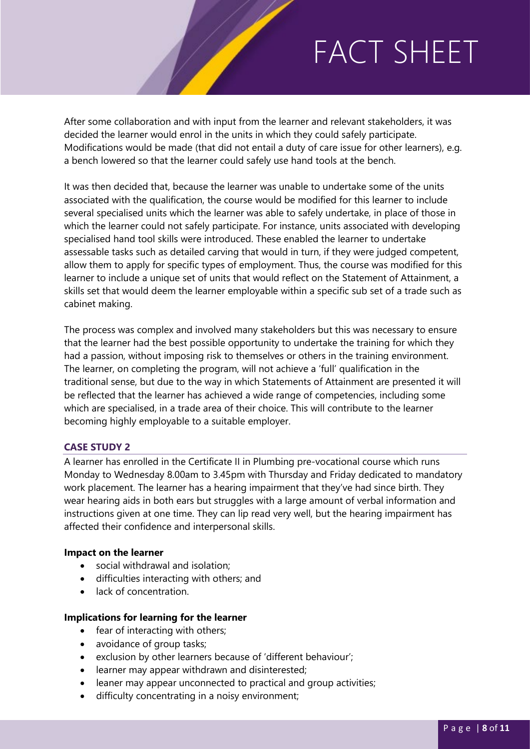After some collaboration and with input from the learner and relevant stakeholders, it was decided the learner would enrol in the units in which they could safely participate. Modifications would be made (that did not entail a duty of care issue for other learners), e.g. a bench lowered so that the learner could safely use hand tools at the bench.

It was then decided that, because the learner was unable to undertake some of the units associated with the qualification, the course would be modified for this learner to include several specialised units which the learner was able to safely undertake, in place of those in which the learner could not safely participate. For instance, units associated with developing specialised hand tool skills were introduced. These enabled the learner to undertake assessable tasks such as detailed carving that would in turn, if they were judged competent, allow them to apply for specific types of employment. Thus, the course was modified for this learner to include a unique set of units that would reflect on the Statement of Attainment, a skills set that would deem the learner employable within a specific sub set of a trade such as cabinet making.

The process was complex and involved many stakeholders but this was necessary to ensure that the learner had the best possible opportunity to undertake the training for which they had a passion, without imposing risk to themselves or others in the training environment. The learner, on completing the program, will not achieve a 'full' qualification in the traditional sense, but due to the way in which Statements of Attainment are presented it will be reflected that the learner has achieved a wide range of competencies, including some which are specialised, in a trade area of their choice. This will contribute to the learner becoming highly employable to a suitable employer.

## CASE STUDY 2

A learner has enrolled in the Certificate II in Plumbing pre-vocational course which runs Monday to Wednesday 8.00am to 3.45pm with Thursday and Friday dedicated to mandatory work placement. The learner has a hearing impairment that they've had since birth. They wear hearing aids in both ears but struggles with a large amount of verbal information and instructions given at one time. They can lip read very well, but the hearing impairment has affected their confidence and interpersonal skills.

### Impact on the learner

- social withdrawal and isolation;
- difficulties interacting with others; and
- lack of concentration.

### Implications for learning for the learner

- fear of interacting with others;
- avoidance of group tasks;
- exclusion by other learners because of 'different behaviour';
- learner may appear withdrawn and disinterested;
- leaner may appear unconnected to practical and group activities;
- difficulty concentrating in a noisy environment;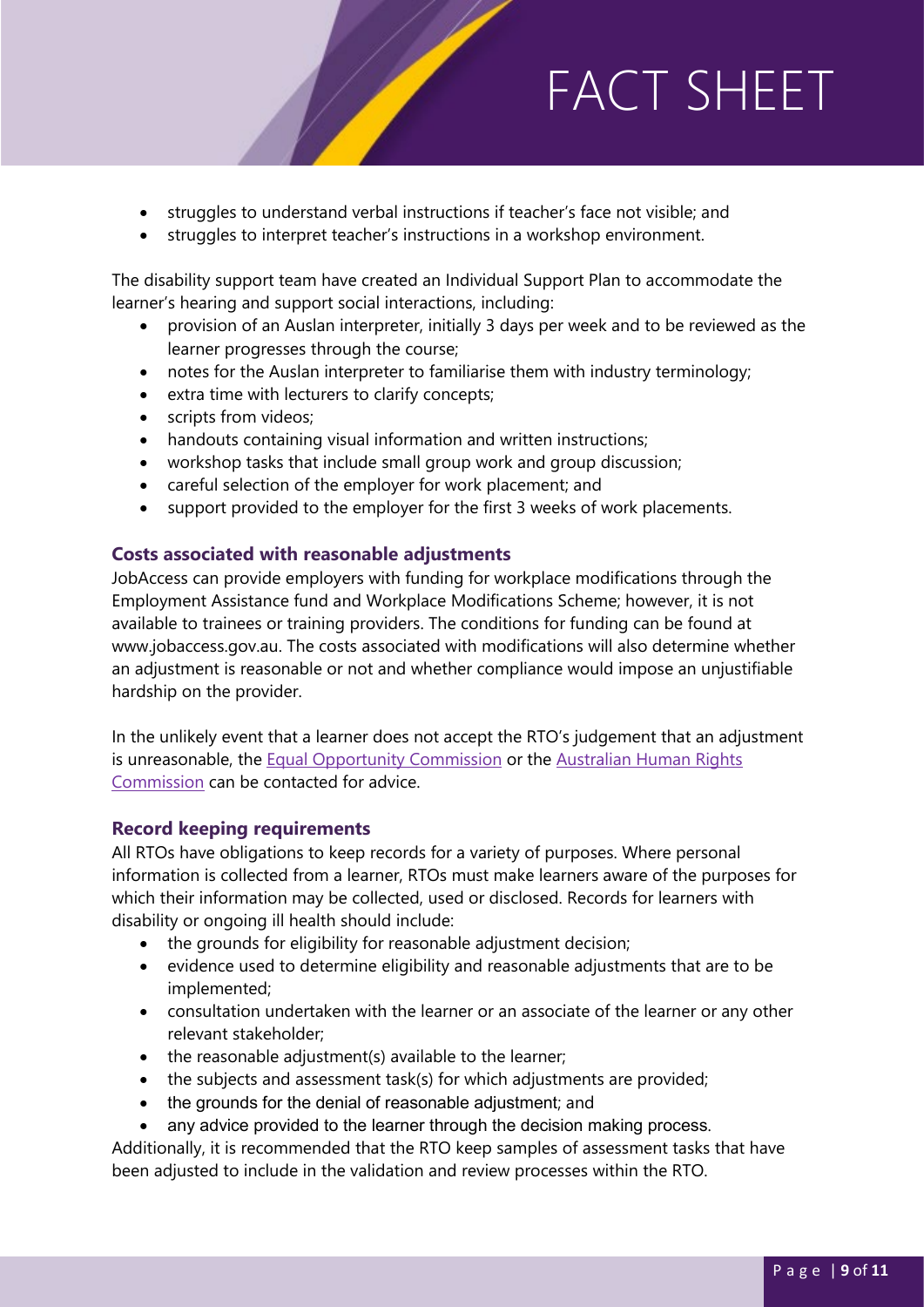- struggles to understand verbal instructions if teacher's face not visible; and
- struggles to interpret teacher's instructions in a workshop environment.

The disability support team have created an Individual Support Plan to accommodate the learner's hearing and support social interactions, including:

- provision of an Auslan interpreter, initially 3 days per week and to be reviewed as the learner progresses through the course;
- notes for the Auslan interpreter to familiarise them with industry terminology;
- extra time with lecturers to clarify concepts;
- scripts from videos;
- handouts containing visual information and written instructions;
- workshop tasks that include small group work and group discussion;
- careful selection of the employer for work placement; and
- support provided to the employer for the first 3 weeks of work placements.

### Costs associated with reasonable adjustments

JobAccess can provide employers with funding for workplace modifications through the Employment Assistance fund and Workplace Modifications Scheme; however, it is not available to trainees or training providers. The conditions for funding can be found at www.jobaccess.gov.au. The costs associated with modifications will also determine whether an adjustment is reasonable or not and whether compliance would impose an unjustifiable hardship on the provider.

In the unlikely event that a learner does not accept the RTO's judgement that an adjustment is unreasonable, the Equal Opportunity Commission or the Australian Human Rights Commission can be contacted for advice.

### Record keeping requirements

All RTOs have obligations to keep records for a variety of purposes. Where personal information is collected from a learner, RTOs must make learners aware of the purposes for which their information may be collected, used or disclosed. Records for learners with disability or ongoing ill health should include:

- the grounds for eligibility for reasonable adjustment decision;
- evidence used to determine eligibility and reasonable adjustments that are to be implemented;
- consultation undertaken with the learner or an associate of the learner or any other relevant stakeholder;
- the reasonable adjustment(s) available to the learner;
- the subjects and assessment task(s) for which adjustments are provided;
- the grounds for the denial of reasonable adjustment; and
- any advice provided to the learner through the decision making process.

Additionally, it is recommended that the RTO keep samples of assessment tasks that have been adjusted to include in the validation and review processes within the RTO.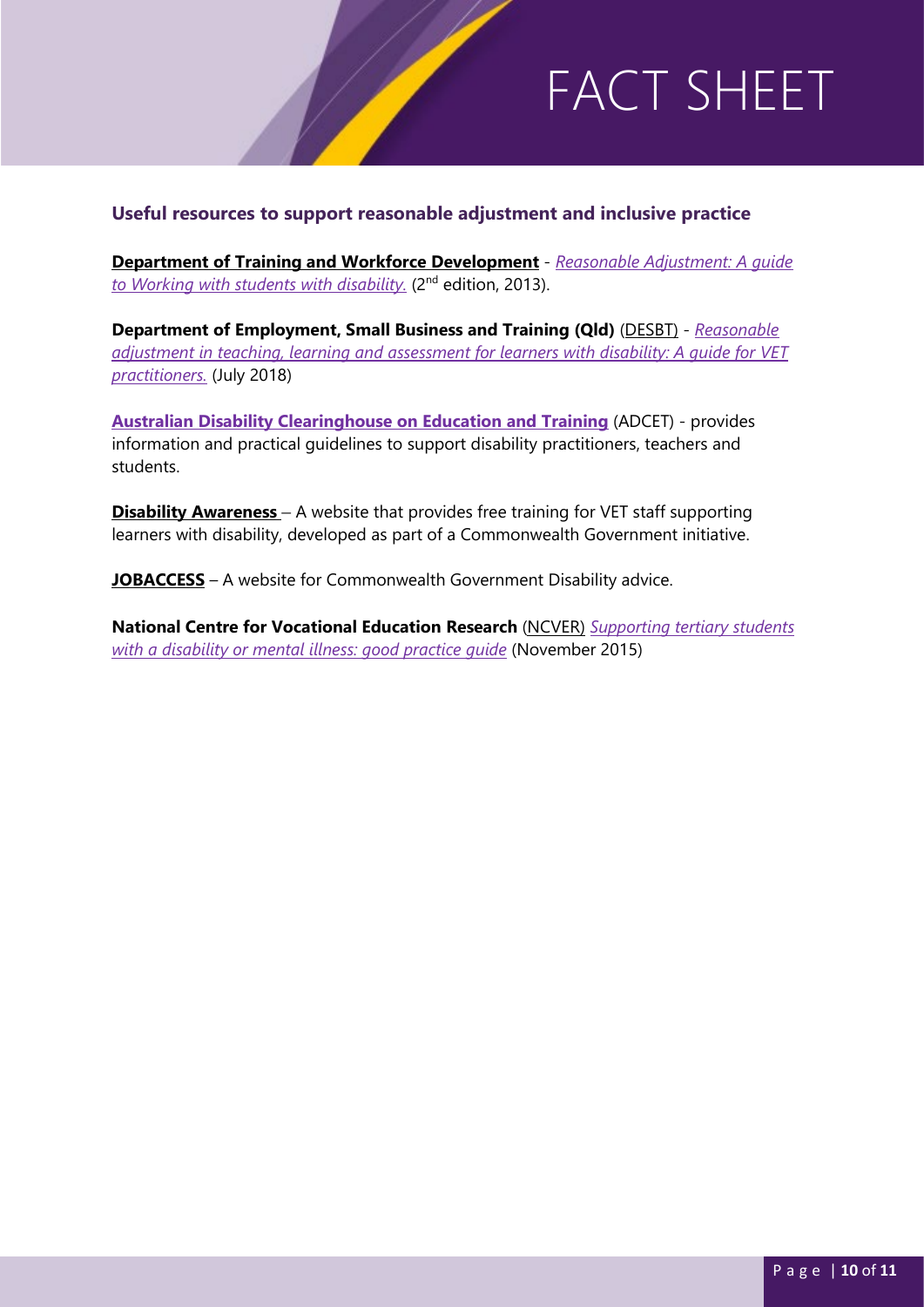### Useful resources to support reasonable adjustment and inclusive practice

**Department of Training and Workforce Development** - *Reasonable Adjustment: A guide to Working with students with disability.* (2nd edition, 2013).

**Department of Employment, Small Business and Training (Qld)** (DESBT) - *Reasonable adjustment in teaching, learning and assessment for learners with disability: A guide for VET practitioners.* (July 2018)

**Australian Disability Clearinghouse on Education and Training** (ADCET) - provides information and practical guidelines to support disability practitioners, teachers and students.

**Disability Awareness** – A website that provides free training for VET staff supporting learners with disability, developed as part of a Commonwealth Government initiative.

**JOBACCESS** – A website for Commonwealth Government Disability advice.

**National Centre for Vocational Education Research** (NCVER) *Supporting tertiary students with a disability or mental illness: good practice guide* (November 2015)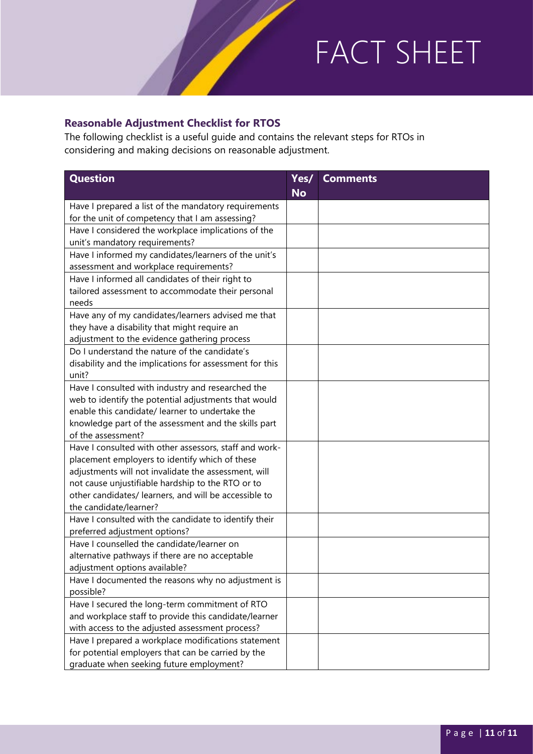# FACT SHEET

### Reasonable Adjustment Checklist for RTOS

The following checklist is a useful guide and contains the relevant steps for RTOs in considering and making decisions on reasonable adjustment.

| Question | Yes/ No | Comments |
|---|---|---|
| Have I prepared a list of the mandatory requirements for the unit of competency that I am assessing? | | |
| Have I considered the workplace implications of the unit's mandatory requirements? | | |
| Have I informed my candidates/learners of the unit's assessment and workplace requirements? | | |
| Have I informed all candidates of their right to tailored assessment to accommodate their personal needs | | |
| Have any of my candidates/learners advised me that they have a disability that might require an adjustment to the evidence gathering process | | |
| Do I understand the nature of the candidate's disability and the implications for assessment for this unit? | | |
| Have I consulted with industry and researched the web to identify the potential adjustments that would enable this candidate/ learner to undertake the knowledge part of the assessment and the skills part of the assessment? | | |
| Have I consulted with other assessors, staff and work-placement employers to identify which of these adjustments will not invalidate the assessment, will not cause unjustifiable hardship to the RTO or to other candidates/ learners, and will be accessible to the candidate/learner? | | |
| Have I consulted with the candidate to identify their preferred adjustment options? | | |
| Have I counselled the candidate/learner on alternative pathways if there are no acceptable adjustment options available? | | |
| Have I documented the reasons why no adjustment is possible? | | |
| Have I secured the long-term commitment of RTO and workplace staff to provide this candidate/learner with access to the adjusted assessment process? | | |
| Have I prepared a workplace modifications statement for potential employers that can be carried by the graduate when seeking future employment? | | |